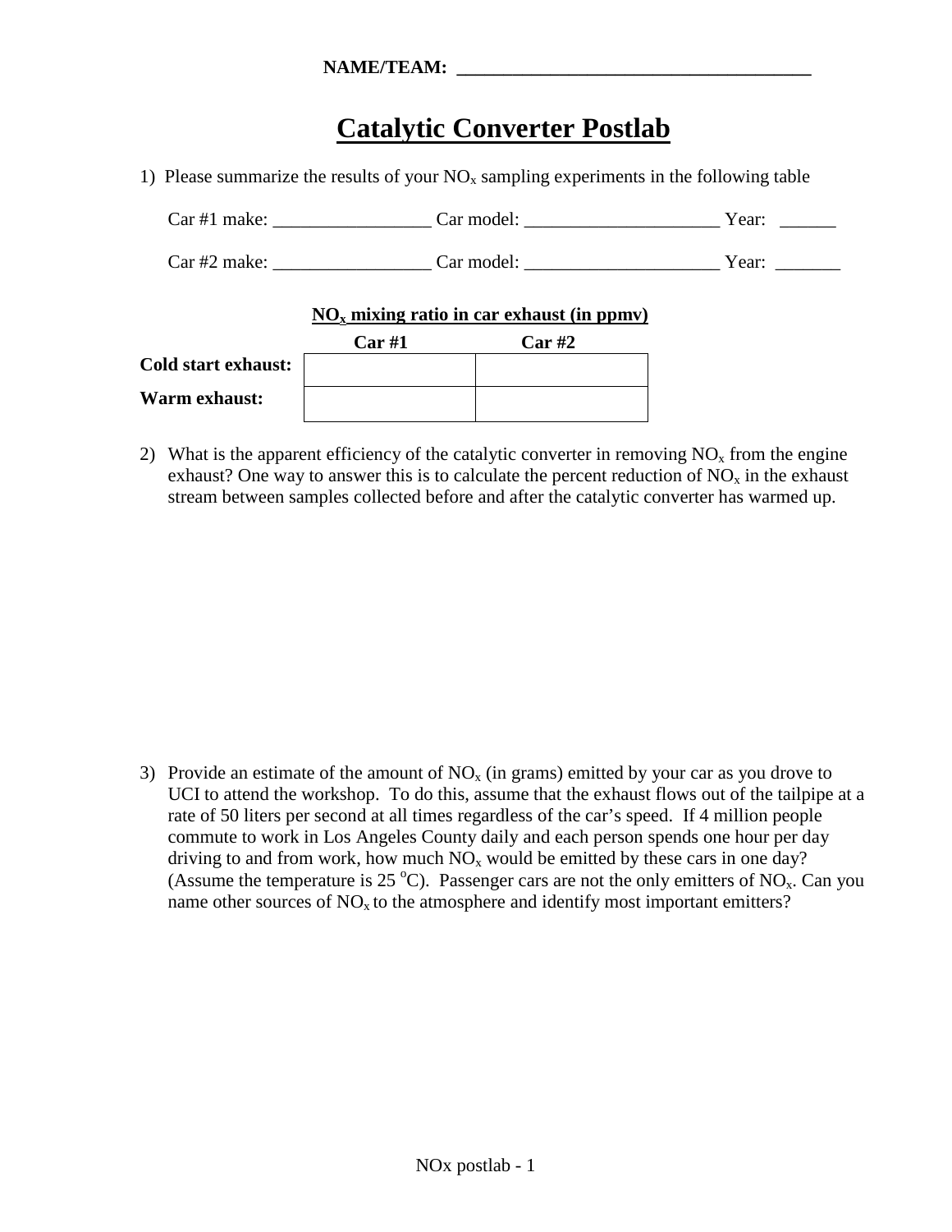**NAME/TEAM: ______________________________________**

# Catalytic Converter Postlab

1) Please summarize the results of your $NO_x$ sampling experiments in the following table

Car #1 make: _________________ Car model: _____________________ Year: ______

Car #2 make: _________________ Car model: _____________________ Year: _______

**$NO_x$ mixing ratio in car exhaust (in ppmv)**

| | **Car #1** | **Car #2** |
|---|---|---|
| **Cold start exhaust:** | | |
| **Warm exhaust:** | | |

2) What is the apparent efficiency of the catalytic converter in removing $NO_x$ from the engine exhaust? One way to answer this is to calculate the percent reduction of $NO_x$ in the exhaust stream between samples collected before and after the catalytic converter has warmed up.

3) Provide an estimate of the amount of $NO_x$ (in grams) emitted by your car as you drove to UCI to attend the workshop. To do this, assume that the exhaust flows out of the tailpipe at a rate of 50 liters per second at all times regardless of the car's speed. If 4 million people commute to work in Los Angeles County daily and each person spends one hour per day driving to and from work, how much $NO_x$ would be emitted by these cars in one day? (Assume the temperature is 25 $^{o}$C). Passenger cars are not the only emitters of $NO_x$. Can you name other sources of $NO_x$ to the atmosphere and identify most important emitters?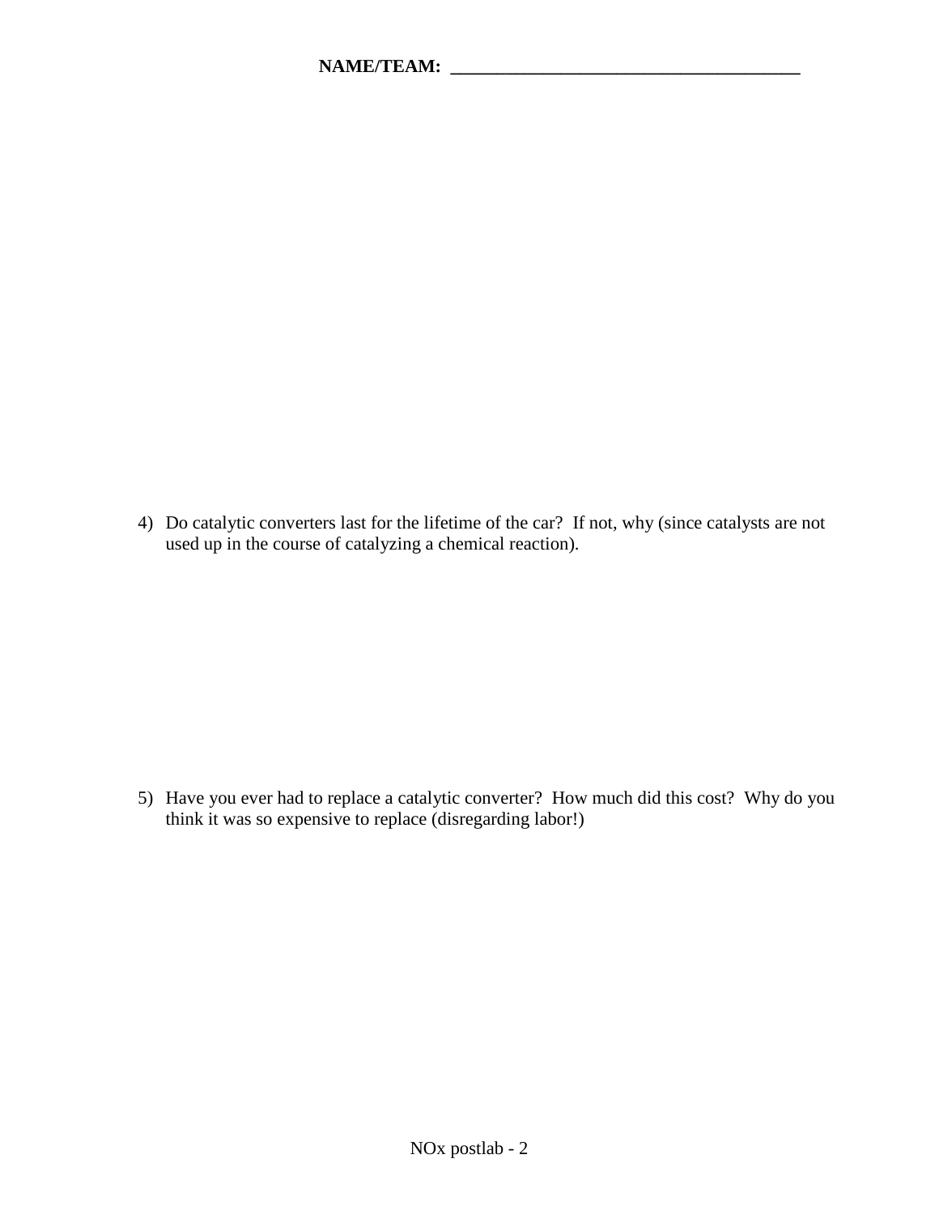**NAME/TEAM: ______________________________________**

4) Do catalytic converters last for the lifetime of the car? If not, why (since catalysts are not used up in the course of catalyzing a chemical reaction).

5) Have you ever had to replace a catalytic converter? How much did this cost? Why do you think it was so expensive to replace (disregarding labor!)